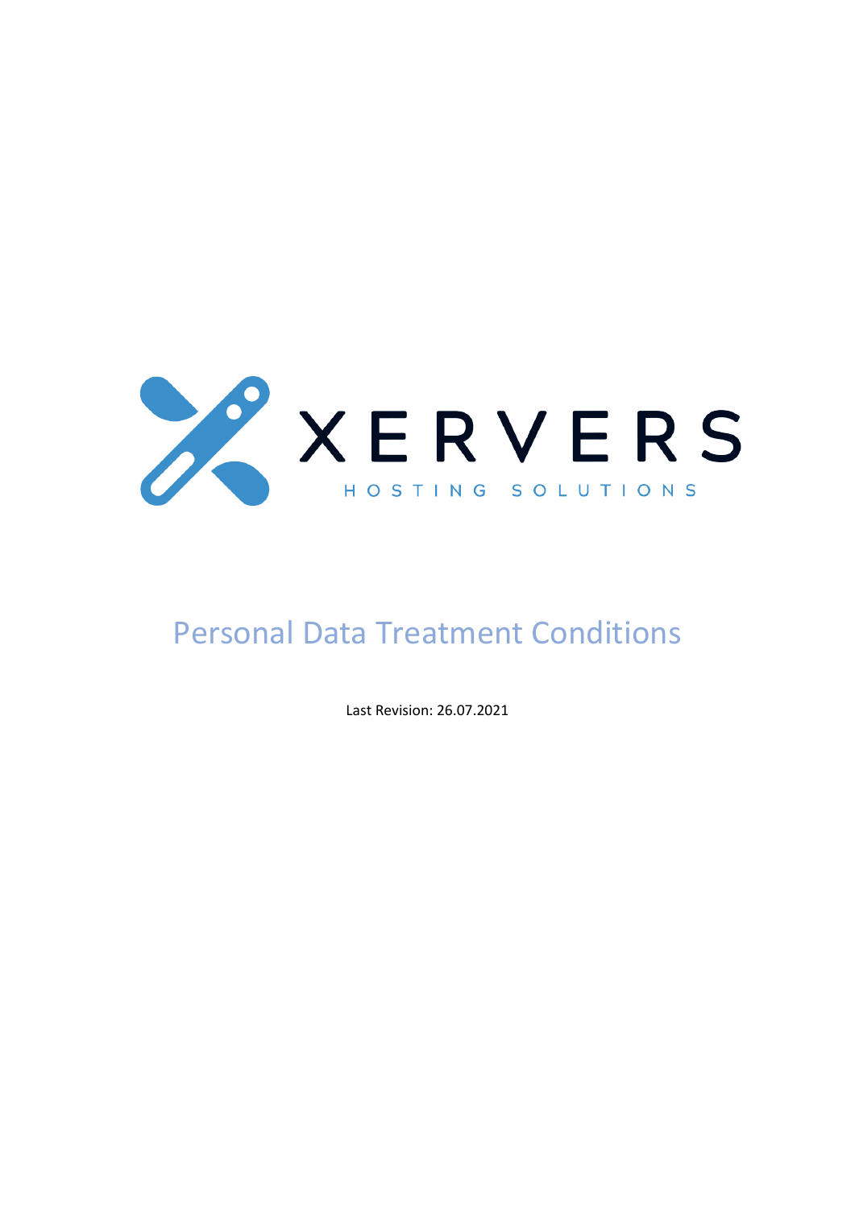XERVERS

HOSTING SOLUTIONS

# Personal Data Treatment Conditions

Last Revision: 26.07.2021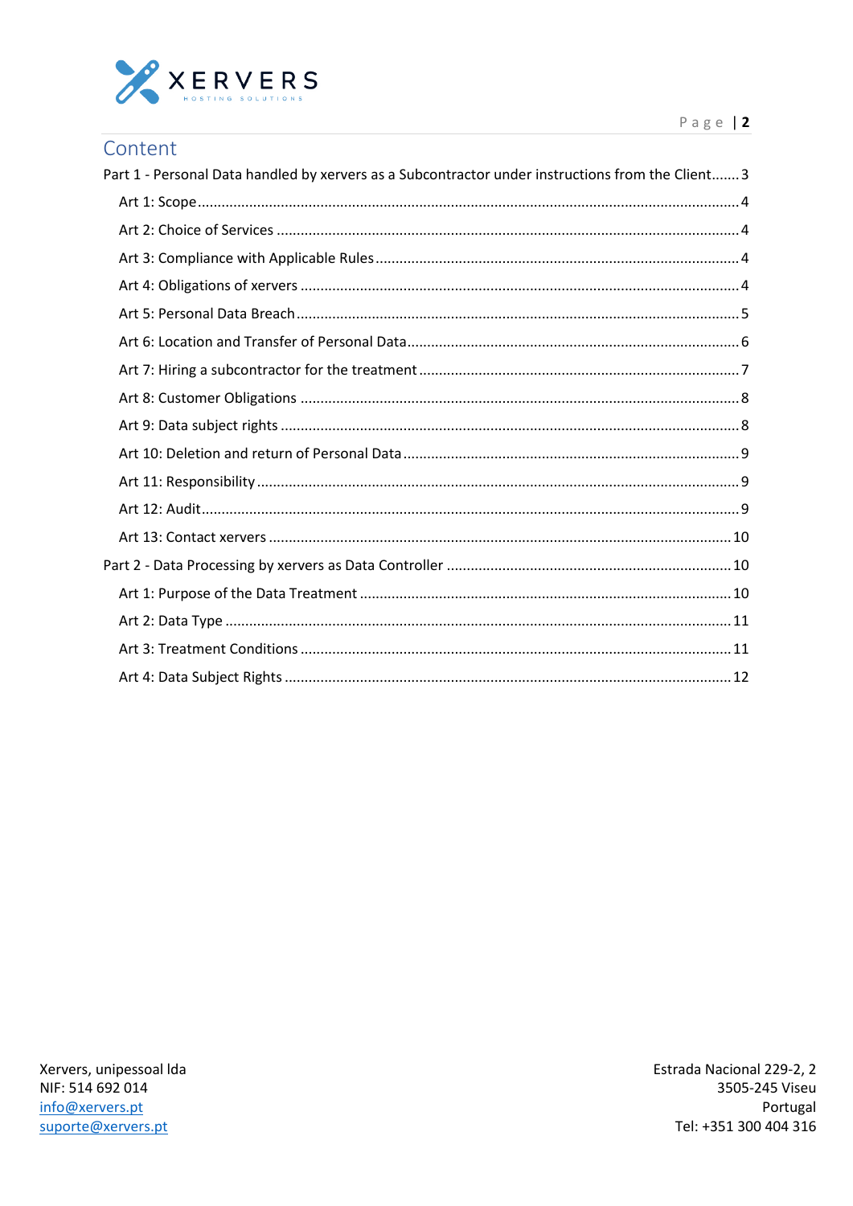## Content

Part 1 - Personal Data handled by xervers as a Subcontractor under instructions from the Client....... 3

- Art 1: Scope ...... 4
- Art 2: Choice of Services ...... 4
- Art 3: Compliance with Applicable Rules ...... 4
- Art 4: Obligations of xervers ...... 4
- Art 5: Personal Data Breach ...... 5
- Art 6: Location and Transfer of Personal Data ...... 6
- Art 7: Hiring a subcontractor for the treatment ...... 7
- Art 8: Customer Obligations ...... 8
- Art 9: Data subject rights ...... 8
- Art 10: Deletion and return of Personal Data ...... 9
- Art 11: Responsibility ...... 9
- Art 12: Audit ...... 9
- Art 13: Contact xervers ...... 10

Part 2 - Data Processing by xervers as Data Controller ...... 10

- Art 1: Purpose of the Data Treatment ...... 10
- Art 2: Data Type ...... 11
- Art 3: Treatment Conditions ...... 11
- Art 4: Data Subject Rights ...... 12

Xervers, unipessoal lda
NIF: 514 692 014
info@xervers.pt
suporte@xervers.pt

Estrada Nacional 229-2, 2
3505-245 Viseu
Portugal
Tel: +351 300 404 316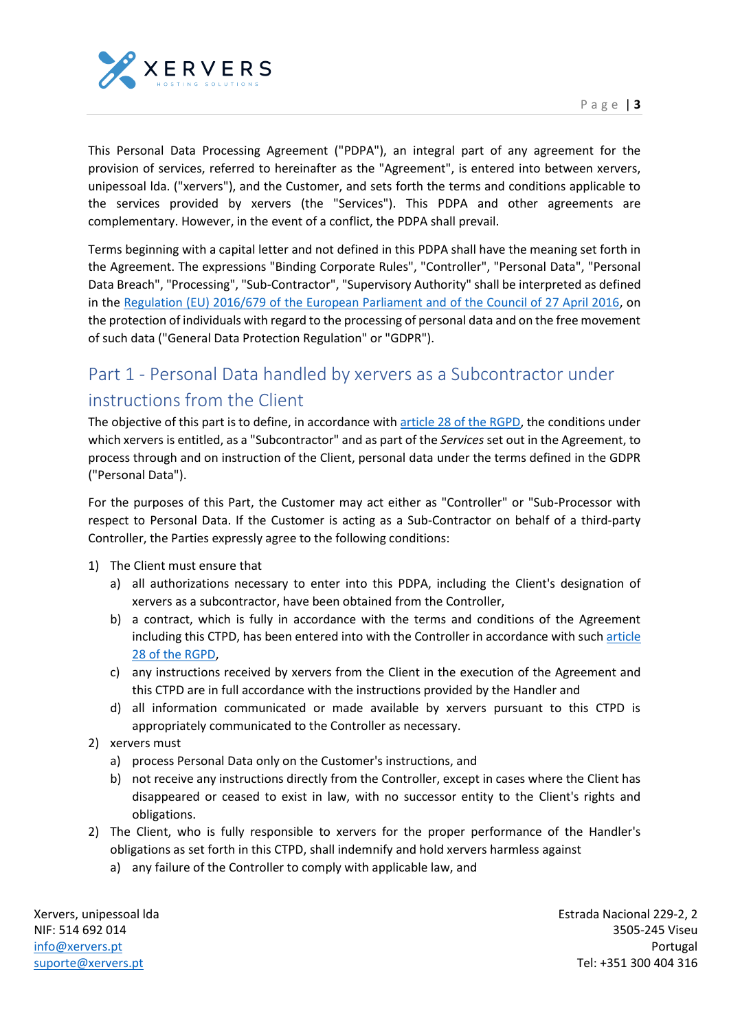This Personal Data Processing Agreement ("PDPA"), an integral part of any agreement for the provision of services, referred to hereinafter as the "Agreement", is entered into between xervers, unipessoal lda. ("xervers"), and the Customer, and sets forth the terms and conditions applicable to the services provided by xervers (the "Services"). This PDPA and other agreements are complementary. However, in the event of a conflict, the PDPA shall prevail.

Terms beginning with a capital letter and not defined in this PDPA shall have the meaning set forth in the Agreement. The expressions "Binding Corporate Rules", "Controller", "Personal Data", "Personal Data Breach", "Processing", "Sub-Contractor", "Supervisory Authority" shall be interpreted as defined in the Regulation (EU) 2016/679 of the European Parliament and of the Council of 27 April 2016, on the protection of individuals with regard to the processing of personal data and on the free movement of such data ("General Data Protection Regulation" or "GDPR").

## Part 1 - Personal Data handled by xervers as a Subcontractor under instructions from the Client

The objective of this part is to define, in accordance with article 28 of the RGPD, the conditions under which xervers is entitled, as a "Subcontractor" and as part of the *Services* set out in the Agreement, to process through and on instruction of the Client, personal data under the terms defined in the GDPR ("Personal Data").

For the purposes of this Part, the Customer may act either as "Controller" or "Sub-Processor with respect to Personal Data. If the Customer is acting as a Sub-Contractor on behalf of a third-party Controller, the Parties expressly agree to the following conditions:

1) The Client must ensure that
   a) all authorizations necessary to enter into this PDPA, including the Client's designation of xervers as a subcontractor, have been obtained from the Controller,
   b) a contract, which is fully in accordance with the terms and conditions of the Agreement including this CTPD, has been entered into with the Controller in accordance with such article 28 of the RGPD,
   c) any instructions received by xervers from the Client in the execution of the Agreement and this CTPD are in full accordance with the instructions provided by the Handler and
   d) all information communicated or made available by xervers pursuant to this CTPD is appropriately communicated to the Controller as necessary.
2) xervers must
   a) process Personal Data only on the Customer's instructions, and
   b) not receive any instructions directly from the Controller, except in cases where the Client has disappeared or ceased to exist in law, with no successor entity to the Client's rights and obligations.
2) The Client, who is fully responsible to xervers for the proper performance of the Handler's obligations as set forth in this CTPD, shall indemnify and hold xervers harmless against
   a) any failure of the Controller to comply with applicable law, and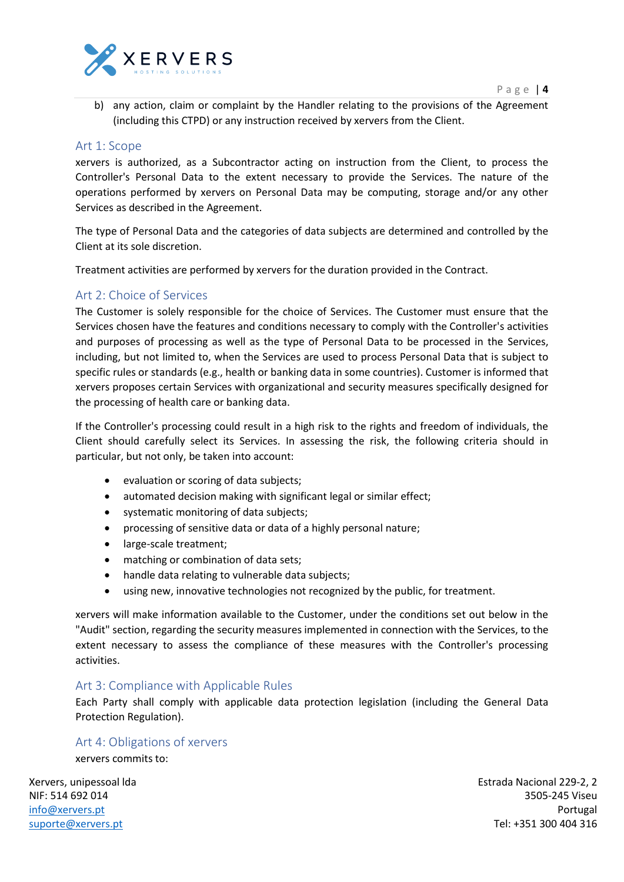b) any action, claim or complaint by the Handler relating to the provisions of the Agreement (including this CTPD) or any instruction received by xervers from the Client.

## Art 1: Scope

xervers is authorized, as a Subcontractor acting on instruction from the Client, to process the Controller's Personal Data to the extent necessary to provide the Services. The nature of the operations performed by xervers on Personal Data may be computing, storage and/or any other Services as described in the Agreement.

The type of Personal Data and the categories of data subjects are determined and controlled by the Client at its sole discretion.

Treatment activities are performed by xervers for the duration provided in the Contract.

## Art 2: Choice of Services

The Customer is solely responsible for the choice of Services. The Customer must ensure that the Services chosen have the features and conditions necessary to comply with the Controller's activities and purposes of processing as well as the type of Personal Data to be processed in the Services, including, but not limited to, when the Services are used to process Personal Data that is subject to specific rules or standards (e.g., health or banking data in some countries). Customer is informed that xervers proposes certain Services with organizational and security measures specifically designed for the processing of health care or banking data.

If the Controller's processing could result in a high risk to the rights and freedom of individuals, the Client should carefully select its Services. In assessing the risk, the following criteria should in particular, but not only, be taken into account:

- evaluation or scoring of data subjects;
- automated decision making with significant legal or similar effect;
- systematic monitoring of data subjects;
- processing of sensitive data or data of a highly personal nature;
- large-scale treatment;
- matching or combination of data sets;
- handle data relating to vulnerable data subjects;
- using new, innovative technologies not recognized by the public, for treatment.

xervers will make information available to the Customer, under the conditions set out below in the "Audit" section, regarding the security measures implemented in connection with the Services, to the extent necessary to assess the compliance of these measures with the Controller's processing activities.

## Art 3: Compliance with Applicable Rules

Each Party shall comply with applicable data protection legislation (including the General Data Protection Regulation).

## Art 4: Obligations of xervers

xervers commits to: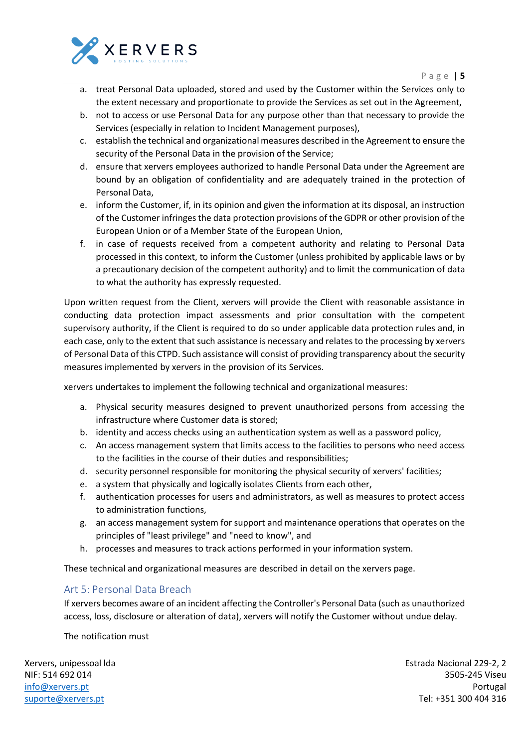a. treat Personal Data uploaded, stored and used by the Customer within the Services only to the extent necessary and proportionate to provide the Services as set out in the Agreement,
b. not to access or use Personal Data for any purpose other than that necessary to provide the Services (especially in relation to Incident Management purposes),
c. establish the technical and organizational measures described in the Agreement to ensure the security of the Personal Data in the provision of the Service;
d. ensure that xervers employees authorized to handle Personal Data under the Agreement are bound by an obligation of confidentiality and are adequately trained in the protection of Personal Data,
e. inform the Customer, if, in its opinion and given the information at its disposal, an instruction of the Customer infringes the data protection provisions of the GDPR or other provision of the European Union or of a Member State of the European Union,
f. in case of requests received from a competent authority and relating to Personal Data processed in this context, to inform the Customer (unless prohibited by applicable laws or by a precautionary decision of the competent authority) and to limit the communication of data to what the authority has expressly requested.

Upon written request from the Client, xervers will provide the Client with reasonable assistance in conducting data protection impact assessments and prior consultation with the competent supervisory authority, if the Client is required to do so under applicable data protection rules and, in each case, only to the extent that such assistance is necessary and relates to the processing by xervers of Personal Data of this CTPD. Such assistance will consist of providing transparency about the security measures implemented by xervers in the provision of its Services.

xervers undertakes to implement the following technical and organizational measures:

a. Physical security measures designed to prevent unauthorized persons from accessing the infrastructure where Customer data is stored;
b. identity and access checks using an authentication system as well as a password policy,
c. An access management system that limits access to the facilities to persons who need access to the facilities in the course of their duties and responsibilities;
d. security personnel responsible for monitoring the physical security of xervers' facilities;
e. a system that physically and logically isolates Clients from each other,
f. authentication processes for users and administrators, as well as measures to protect access to administration functions,
g. an access management system for support and maintenance operations that operates on the principles of "least privilege" and "need to know", and
h. processes and measures to track actions performed in your information system.

These technical and organizational measures are described in detail on the xervers page.

## Art 5: Personal Data Breach

If xervers becomes aware of an incident affecting the Controller's Personal Data (such as unauthorized access, loss, disclosure or alteration of data), xervers will notify the Customer without undue delay.

The notification must

Xervers, unipessoal lda
NIF: 514 692 014
info@xervers.pt
suporte@xervers.pt

Estrada Nacional 229-2, 2
3505-245 Viseu
Portugal
Tel: +351 300 404 316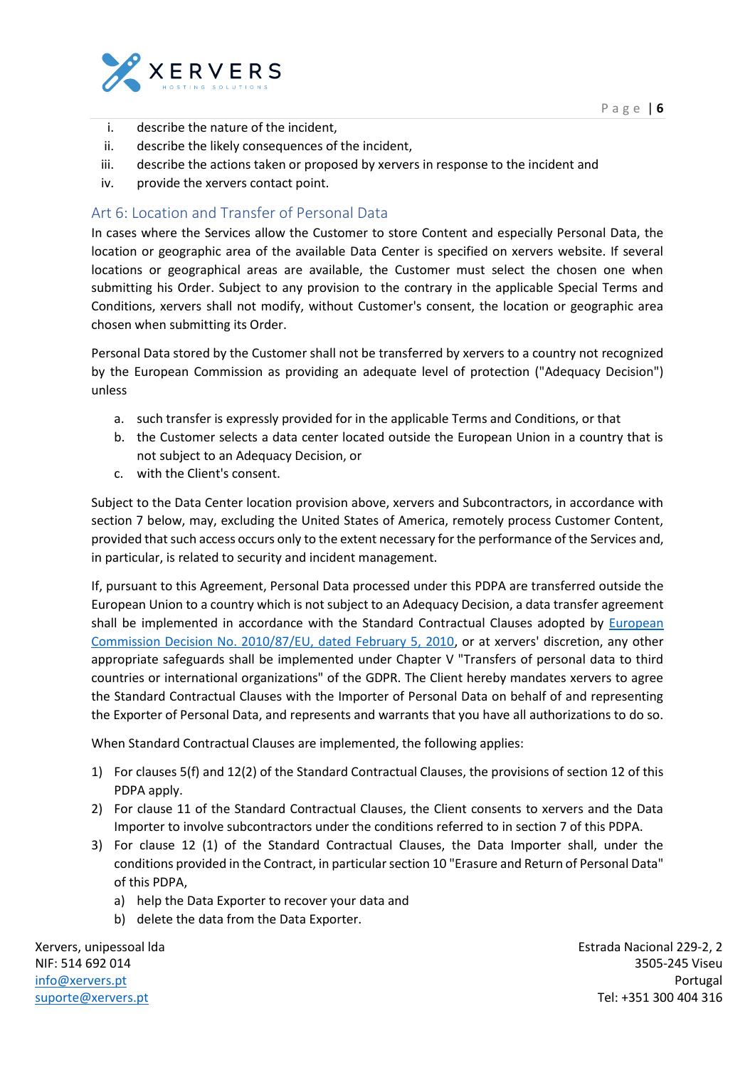i. describe the nature of the incident,
ii. describe the likely consequences of the incident,
iii. describe the actions taken or proposed by xervers in response to the incident and
iv. provide the xervers contact point.

## Art 6: Location and Transfer of Personal Data

In cases where the Services allow the Customer to store Content and especially Personal Data, the location or geographic area of the available Data Center is specified on xervers website. If several locations or geographical areas are available, the Customer must select the chosen one when submitting his Order. Subject to any provision to the contrary in the applicable Special Terms and Conditions, xervers shall not modify, without Customer's consent, the location or geographic area chosen when submitting its Order.

Personal Data stored by the Customer shall not be transferred by xervers to a country not recognized by the European Commission as providing an adequate level of protection ("Adequacy Decision") unless

a. such transfer is expressly provided for in the applicable Terms and Conditions, or that
b. the Customer selects a data center located outside the European Union in a country that is not subject to an Adequacy Decision, or
c. with the Client's consent.

Subject to the Data Center location provision above, xervers and Subcontractors, in accordance with section 7 below, may, excluding the United States of America, remotely process Customer Content, provided that such access occurs only to the extent necessary for the performance of the Services and, in particular, is related to security and incident management.

If, pursuant to this Agreement, Personal Data processed under this PDPA are transferred outside the European Union to a country which is not subject to an Adequacy Decision, a data transfer agreement shall be implemented in accordance with the Standard Contractual Clauses adopted by European Commission Decision No. 2010/87/EU, dated February 5, 2010, or at xervers' discretion, any other appropriate safeguards shall be implemented under Chapter V "Transfers of personal data to third countries or international organizations" of the GDPR. The Client hereby mandates xervers to agree the Standard Contractual Clauses with the Importer of Personal Data on behalf of and representing the Exporter of Personal Data, and represents and warrants that you have all authorizations to do so.

When Standard Contractual Clauses are implemented, the following applies:

1) For clauses 5(f) and 12(2) of the Standard Contractual Clauses, the provisions of section 12 of this PDPA apply.
2) For clause 11 of the Standard Contractual Clauses, the Client consents to xervers and the Data Importer to involve subcontractors under the conditions referred to in section 7 of this PDPA.
3) For clause 12 (1) of the Standard Contractual Clauses, the Data Importer shall, under the conditions provided in the Contract, in particular section 10 "Erasure and Return of Personal Data" of this PDPA,
   a) help the Data Exporter to recover your data and
   b) delete the data from the Data Exporter.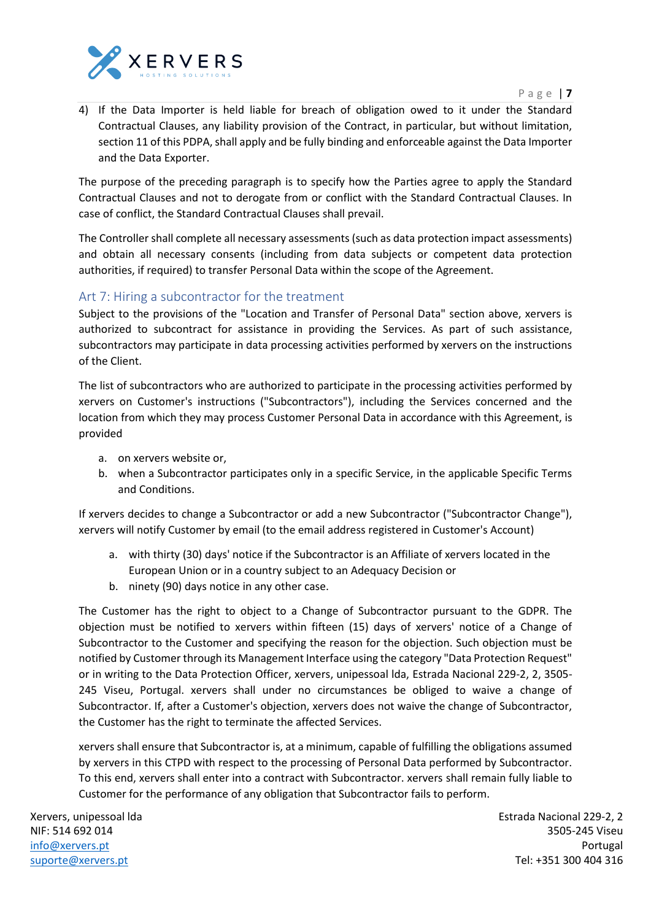4) If the Data Importer is held liable for breach of obligation owed to it under the Standard Contractual Clauses, any liability provision of the Contract, in particular, but without limitation, section 11 of this PDPA, shall apply and be fully binding and enforceable against the Data Importer and the Data Exporter.

The purpose of the preceding paragraph is to specify how the Parties agree to apply the Standard Contractual Clauses and not to derogate from or conflict with the Standard Contractual Clauses. In case of conflict, the Standard Contractual Clauses shall prevail.

The Controller shall complete all necessary assessments (such as data protection impact assessments) and obtain all necessary consents (including from data subjects or competent data protection authorities, if required) to transfer Personal Data within the scope of the Agreement.

## Art 7: Hiring a subcontractor for the treatment

Subject to the provisions of the "Location and Transfer of Personal Data" section above, xervers is authorized to subcontract for assistance in providing the Services. As part of such assistance, subcontractors may participate in data processing activities performed by xervers on the instructions of the Client.

The list of subcontractors who are authorized to participate in the processing activities performed by xervers on Customer's instructions ("Subcontractors"), including the Services concerned and the location from which they may process Customer Personal Data in accordance with this Agreement, is provided

a. on xervers website or,
b. when a Subcontractor participates only in a specific Service, in the applicable Specific Terms and Conditions.

If xervers decides to change a Subcontractor or add a new Subcontractor ("Subcontractor Change"), xervers will notify Customer by email (to the email address registered in Customer's Account)

a. with thirty (30) days' notice if the Subcontractor is an Affiliate of xervers located in the European Union or in a country subject to an Adequacy Decision or
b. ninety (90) days notice in any other case.

The Customer has the right to object to a Change of Subcontractor pursuant to the GDPR. The objection must be notified to xervers within fifteen (15) days of xervers' notice of a Change of Subcontractor to the Customer and specifying the reason for the objection. Such objection must be notified by Customer through its Management Interface using the category "Data Protection Request" or in writing to the Data Protection Officer, xervers, unipessoal lda, Estrada Nacional 229-2, 2, 3505-245 Viseu, Portugal. xervers shall under no circumstances be obliged to waive a change of Subcontractor. If, after a Customer's objection, xervers does not waive the change of Subcontractor, the Customer has the right to terminate the affected Services.

xervers shall ensure that Subcontractor is, at a minimum, capable of fulfilling the obligations assumed by xervers in this CTPD with respect to the processing of Personal Data performed by Subcontractor. To this end, xervers shall enter into a contract with Subcontractor. xervers shall remain fully liable to Customer for the performance of any obligation that Subcontractor fails to perform.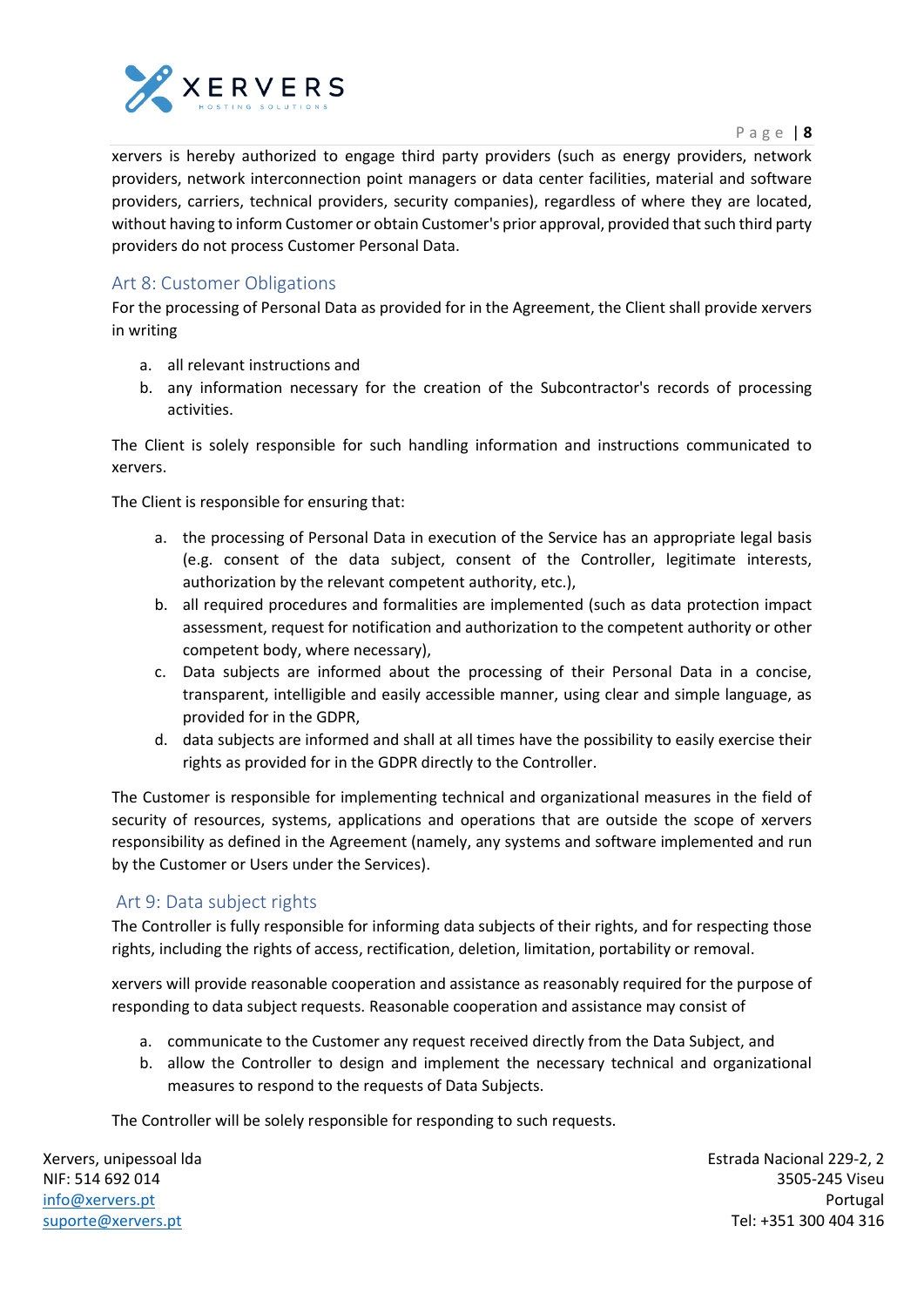xervers is hereby authorized to engage third party providers (such as energy providers, network providers, network interconnection point managers or data center facilities, material and software providers, carriers, technical providers, security companies), regardless of where they are located, without having to inform Customer or obtain Customer's prior approval, provided that such third party providers do not process Customer Personal Data.

## Art 8: Customer Obligations

For the processing of Personal Data as provided for in the Agreement, the Client shall provide xervers in writing

a. all relevant instructions and
b. any information necessary for the creation of the Subcontractor's records of processing activities.

The Client is solely responsible for such handling information and instructions communicated to xervers.

The Client is responsible for ensuring that:

a. the processing of Personal Data in execution of the Service has an appropriate legal basis (e.g. consent of the data subject, consent of the Controller, legitimate interests, authorization by the relevant competent authority, etc.),
b. all required procedures and formalities are implemented (such as data protection impact assessment, request for notification and authorization to the competent authority or other competent body, where necessary),
c. Data subjects are informed about the processing of their Personal Data in a concise, transparent, intelligible and easily accessible manner, using clear and simple language, as provided for in the GDPR,
d. data subjects are informed and shall at all times have the possibility to easily exercise their rights as provided for in the GDPR directly to the Controller.

The Customer is responsible for implementing technical and organizational measures in the field of security of resources, systems, applications and operations that are outside the scope of xervers responsibility as defined in the Agreement (namely, any systems and software implemented and run by the Customer or Users under the Services).

## Art 9: Data subject rights

The Controller is fully responsible for informing data subjects of their rights, and for respecting those rights, including the rights of access, rectification, deletion, limitation, portability or removal.

xervers will provide reasonable cooperation and assistance as reasonably required for the purpose of responding to data subject requests. Reasonable cooperation and assistance may consist of

a. communicate to the Customer any request received directly from the Data Subject, and
b. allow the Controller to design and implement the necessary technical and organizational measures to respond to the requests of Data Subjects.

The Controller will be solely responsible for responding to such requests.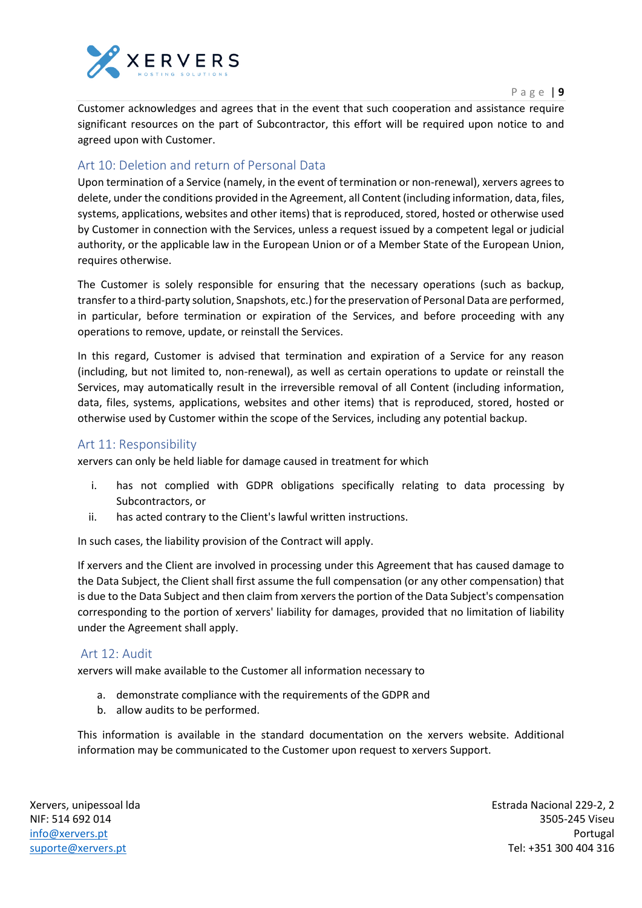Customer acknowledges and agrees that in the event that such cooperation and assistance require significant resources on the part of Subcontractor, this effort will be required upon notice to and agreed upon with Customer.

## Art 10: Deletion and return of Personal Data

Upon termination of a Service (namely, in the event of termination or non-renewal), xervers agrees to delete, under the conditions provided in the Agreement, all Content (including information, data, files, systems, applications, websites and other items) that is reproduced, stored, hosted or otherwise used by Customer in connection with the Services, unless a request issued by a competent legal or judicial authority, or the applicable law in the European Union or of a Member State of the European Union, requires otherwise.

The Customer is solely responsible for ensuring that the necessary operations (such as backup, transfer to a third-party solution, Snapshots, etc.) for the preservation of Personal Data are performed, in particular, before termination or expiration of the Services, and before proceeding with any operations to remove, update, or reinstall the Services.

In this regard, Customer is advised that termination and expiration of a Service for any reason (including, but not limited to, non-renewal), as well as certain operations to update or reinstall the Services, may automatically result in the irreversible removal of all Content (including information, data, files, systems, applications, websites and other items) that is reproduced, stored, hosted or otherwise used by Customer within the scope of the Services, including any potential backup.

## Art 11: Responsibility

xervers can only be held liable for damage caused in treatment for which

i. has not complied with GDPR obligations specifically relating to data processing by Subcontractors, or
ii. has acted contrary to the Client's lawful written instructions.

In such cases, the liability provision of the Contract will apply.

If xervers and the Client are involved in processing under this Agreement that has caused damage to the Data Subject, the Client shall first assume the full compensation (or any other compensation) that is due to the Data Subject and then claim from xervers the portion of the Data Subject's compensation corresponding to the portion of xervers' liability for damages, provided that no limitation of liability under the Agreement shall apply.

## Art 12: Audit

xervers will make available to the Customer all information necessary to

a. demonstrate compliance with the requirements of the GDPR and
b. allow audits to be performed.

This information is available in the standard documentation on the xervers website. Additional information may be communicated to the Customer upon request to xervers Support.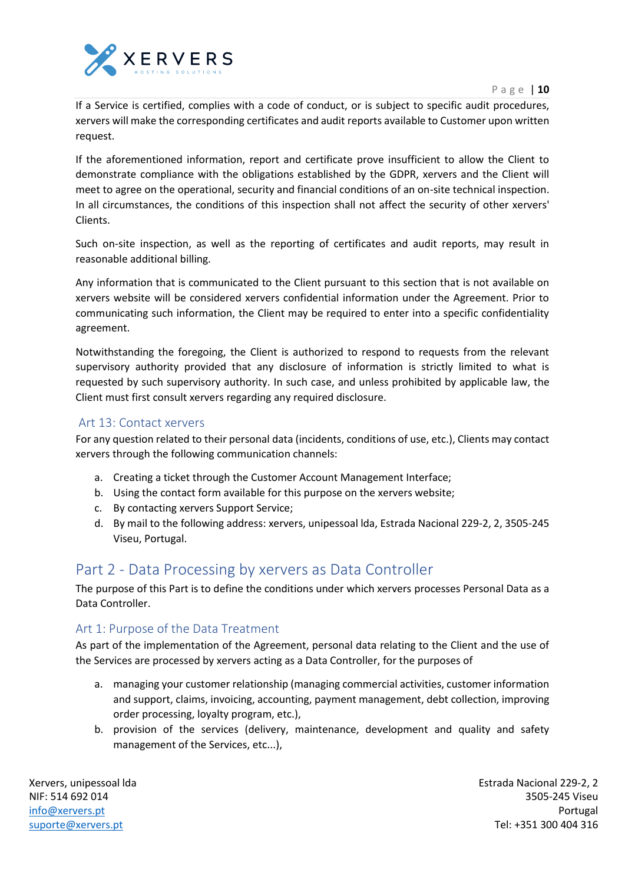If a Service is certified, complies with a code of conduct, or is subject to specific audit procedures, xervers will make the corresponding certificates and audit reports available to Customer upon written request.

If the aforementioned information, report and certificate prove insufficient to allow the Client to demonstrate compliance with the obligations established by the GDPR, xervers and the Client will meet to agree on the operational, security and financial conditions of an on-site technical inspection. In all circumstances, the conditions of this inspection shall not affect the security of other xervers' Clients.

Such on-site inspection, as well as the reporting of certificates and audit reports, may result in reasonable additional billing.

Any information that is communicated to the Client pursuant to this section that is not available on xervers website will be considered xervers confidential information under the Agreement. Prior to communicating such information, the Client may be required to enter into a specific confidentiality agreement.

Notwithstanding the foregoing, the Client is authorized to respond to requests from the relevant supervisory authority provided that any disclosure of information is strictly limited to what is requested by such supervisory authority. In such case, and unless prohibited by applicable law, the Client must first consult xervers regarding any required disclosure.

### Art 13: Contact xervers

For any question related to their personal data (incidents, conditions of use, etc.), Clients may contact xervers through the following communication channels:

a. Creating a ticket through the Customer Account Management Interface;
b. Using the contact form available for this purpose on the xervers website;
c. By contacting xervers Support Service;
d. By mail to the following address: xervers, unipessoal lda, Estrada Nacional 229-2, 2, 3505-245 Viseu, Portugal.

## Part 2 - Data Processing by xervers as Data Controller

The purpose of this Part is to define the conditions under which xervers processes Personal Data as a Data Controller.

### Art 1: Purpose of the Data Treatment

As part of the implementation of the Agreement, personal data relating to the Client and the use of the Services are processed by xervers acting as a Data Controller, for the purposes of

a. managing your customer relationship (managing commercial activities, customer information and support, claims, invoicing, accounting, payment management, debt collection, improving order processing, loyalty program, etc.),
b. provision of the services (delivery, maintenance, development and quality and safety management of the Services, etc...),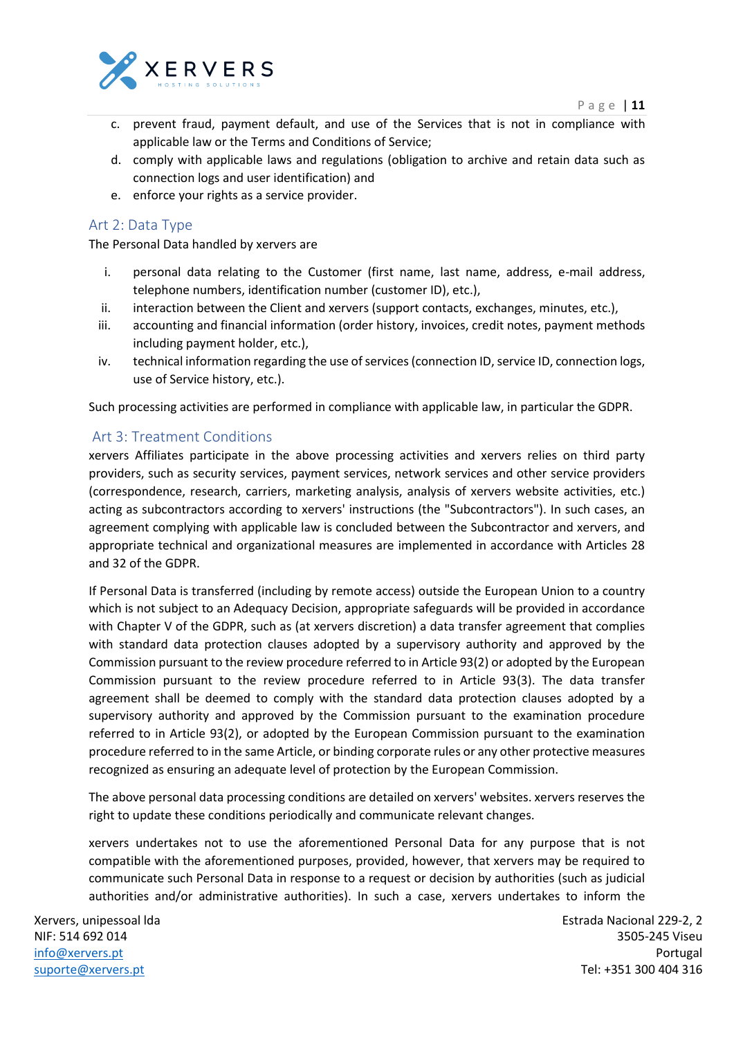c. prevent fraud, payment default, and use of the Services that is not in compliance with applicable law or the Terms and Conditions of Service;
d. comply with applicable laws and regulations (obligation to archive and retain data such as connection logs and user identification) and
e. enforce your rights as a service provider.

## Art 2: Data Type

The Personal Data handled by xervers are

i. personal data relating to the Customer (first name, last name, address, e-mail address, telephone numbers, identification number (customer ID), etc.),
ii. interaction between the Client and xervers (support contacts, exchanges, minutes, etc.),
iii. accounting and financial information (order history, invoices, credit notes, payment methods including payment holder, etc.),
iv. technical information regarding the use of services (connection ID, service ID, connection logs, use of Service history, etc.).

Such processing activities are performed in compliance with applicable law, in particular the GDPR.

## Art 3: Treatment Conditions

xervers Affiliates participate in the above processing activities and xervers relies on third party providers, such as security services, payment services, network services and other service providers (correspondence, research, carriers, marketing analysis, analysis of xervers website activities, etc.) acting as subcontractors according to xervers' instructions (the "Subcontractors"). In such cases, an agreement complying with applicable law is concluded between the Subcontractor and xervers, and appropriate technical and organizational measures are implemented in accordance with Articles 28 and 32 of the GDPR.

If Personal Data is transferred (including by remote access) outside the European Union to a country which is not subject to an Adequacy Decision, appropriate safeguards will be provided in accordance with Chapter V of the GDPR, such as (at xervers discretion) a data transfer agreement that complies with standard data protection clauses adopted by a supervisory authority and approved by the Commission pursuant to the review procedure referred to in Article 93(2) or adopted by the European Commission pursuant to the review procedure referred to in Article 93(3). The data transfer agreement shall be deemed to comply with the standard data protection clauses adopted by a supervisory authority and approved by the Commission pursuant to the examination procedure referred to in Article 93(2), or adopted by the European Commission pursuant to the examination procedure referred to in the same Article, or binding corporate rules or any other protective measures recognized as ensuring an adequate level of protection by the European Commission.

The above personal data processing conditions are detailed on xervers' websites. xervers reserves the right to update these conditions periodically and communicate relevant changes.

xervers undertakes not to use the aforementioned Personal Data for any purpose that is not compatible with the aforementioned purposes, provided, however, that xervers may be required to communicate such Personal Data in response to a request or decision by authorities (such as judicial authorities and/or administrative authorities). In such a case, xervers undertakes to inform the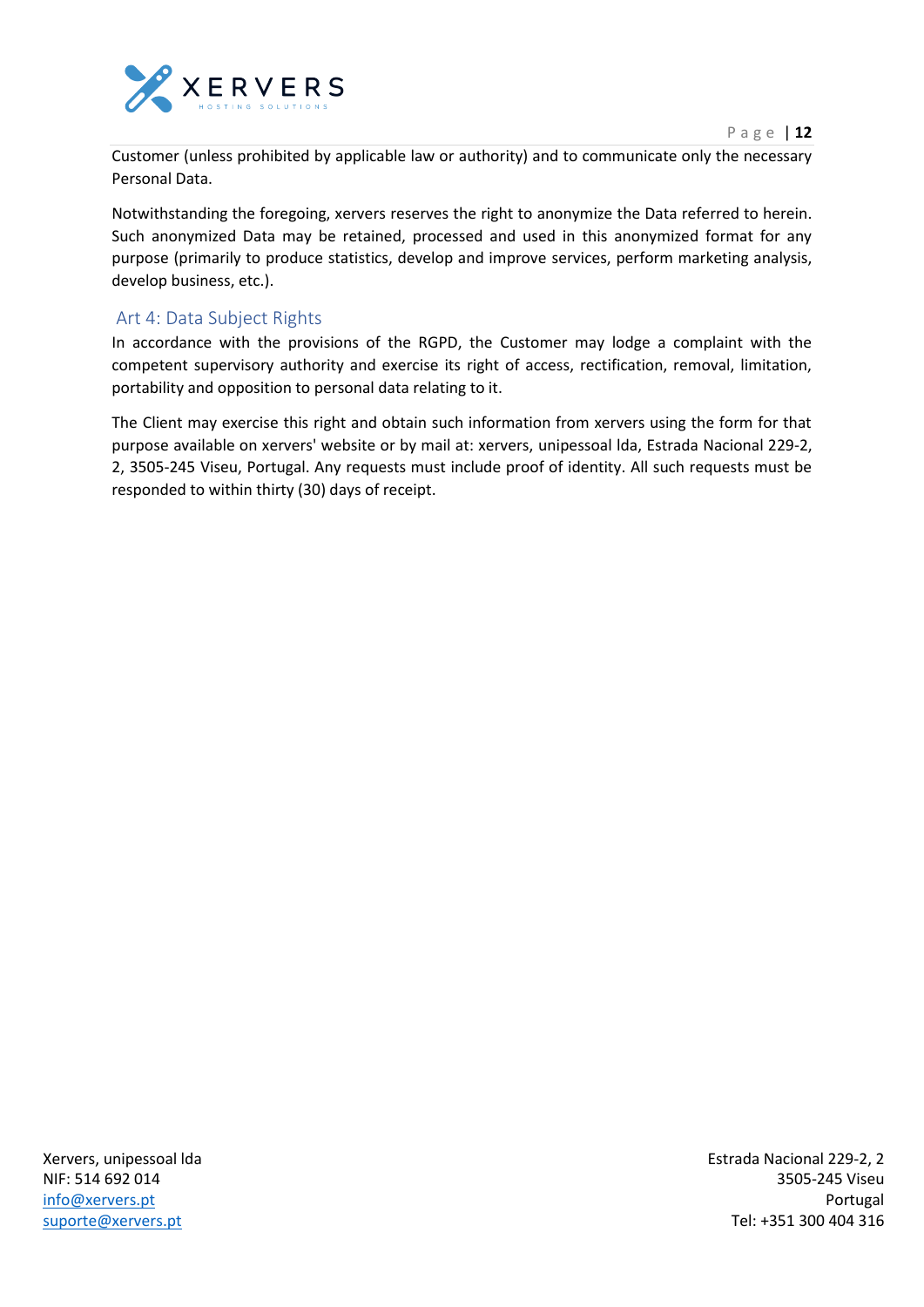Customer (unless prohibited by applicable law or authority) and to communicate only the necessary Personal Data.

Notwithstanding the foregoing, xervers reserves the right to anonymize the Data referred to herein. Such anonymized Data may be retained, processed and used in this anonymized format for any purpose (primarily to produce statistics, develop and improve services, perform marketing analysis, develop business, etc.).

## Art 4: Data Subject Rights

In accordance with the provisions of the RGPD, the Customer may lodge a complaint with the competent supervisory authority and exercise its right of access, rectification, removal, limitation, portability and opposition to personal data relating to it.

The Client may exercise this right and obtain such information from xervers using the form for that purpose available on xervers' website or by mail at: xervers, unipessoal lda, Estrada Nacional 229-2, 2, 3505-245 Viseu, Portugal. Any requests must include proof of identity. All such requests must be responded to within thirty (30) days of receipt.